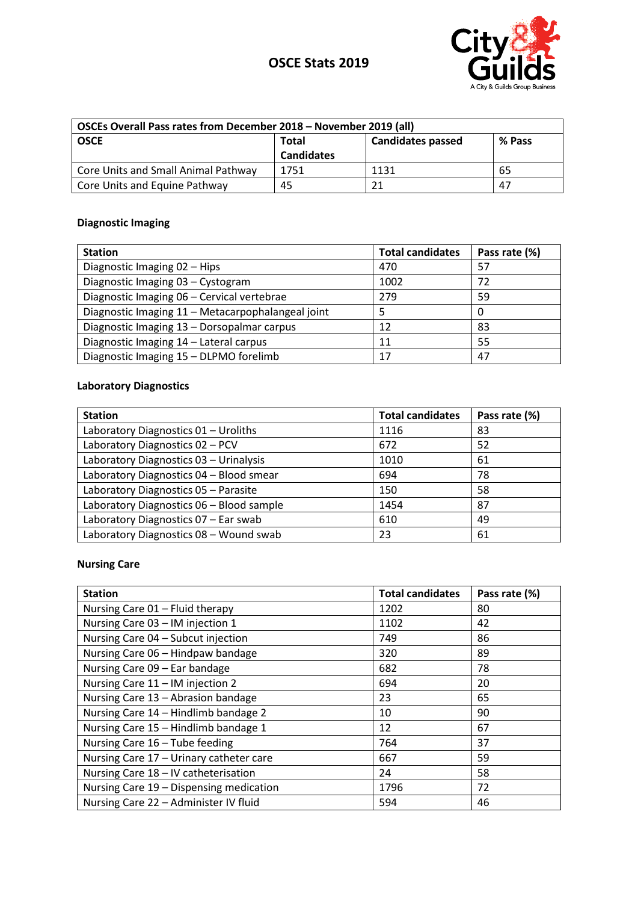# OSCE Stats 2019

| OSCEs Overall Pass rates from December 2018 – November 2019 (all) | | | |
|---|---|---|---|
| **OSCE** | **Total Candidates** | **Candidates passed** | **% Pass** |
| Core Units and Small Animal Pathway | 1751 | 1131 | 65 |
| Core Units and Equine Pathway | 45 | 21 | 47 |

## Diagnostic Imaging

| Station | Total candidates | Pass rate (%) |
|---|---|---|
| Diagnostic Imaging 02 – Hips | 470 | 57 |
| Diagnostic Imaging 03 – Cystogram | 1002 | 72 |
| Diagnostic Imaging 06 – Cervical vertebrae | 279 | 59 |
| Diagnostic Imaging 11 – Metacarpophalangeal joint | 5 | 0 |
| Diagnostic Imaging 13 – Dorsopalmar carpus | 12 | 83 |
| Diagnostic Imaging 14 – Lateral carpus | 11 | 55 |
| Diagnostic Imaging 15 – DLPMO forelimb | 17 | 47 |

## Laboratory Diagnostics

| Station | Total candidates | Pass rate (%) |
|---|---|---|
| Laboratory Diagnostics 01 – Uroliths | 1116 | 83 |
| Laboratory Diagnostics 02 – PCV | 672 | 52 |
| Laboratory Diagnostics 03 – Urinalysis | 1010 | 61 |
| Laboratory Diagnostics 04 – Blood smear | 694 | 78 |
| Laboratory Diagnostics 05 – Parasite | 150 | 58 |
| Laboratory Diagnostics 06 – Blood sample | 1454 | 87 |
| Laboratory Diagnostics 07 – Ear swab | 610 | 49 |
| Laboratory Diagnostics 08 – Wound swab | 23 | 61 |

## Nursing Care

| Station | Total candidates | Pass rate (%) |
|---|---|---|
| Nursing Care 01 – Fluid therapy | 1202 | 80 |
| Nursing Care 03 – IM injection 1 | 1102 | 42 |
| Nursing Care 04 – Subcut injection | 749 | 86 |
| Nursing Care 06 – Hindpaw bandage | 320 | 89 |
| Nursing Care 09 – Ear bandage | 682 | 78 |
| Nursing Care 11 – IM injection 2 | 694 | 20 |
| Nursing Care 13 – Abrasion bandage | 23 | 65 |
| Nursing Care 14 – Hindlimb bandage 2 | 10 | 90 |
| Nursing Care 15 – Hindlimb bandage 1 | 12 | 67 |
| Nursing Care 16 – Tube feeding | 764 | 37 |
| Nursing Care 17 – Urinary catheter care | 667 | 59 |
| Nursing Care 18 – IV catheterisation | 24 | 58 |
| Nursing Care 19 – Dispensing medication | 1796 | 72 |
| Nursing Care 22 – Administer IV fluid | 594 | 46 |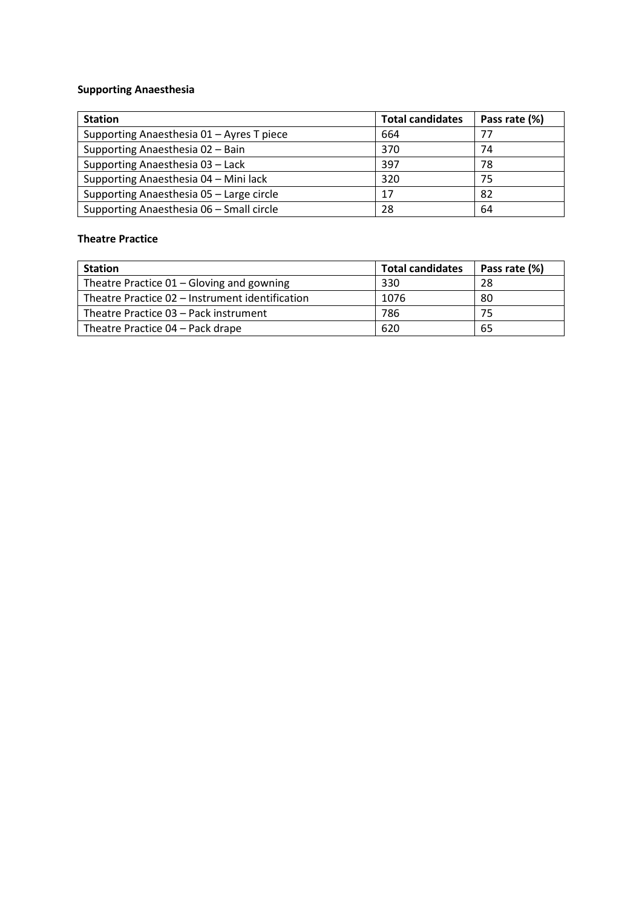**Supporting Anaesthesia**

| Station | Total candidates | Pass rate (%) |
|---|---|---|
| Supporting Anaesthesia 01 – Ayres T piece | 664 | 77 |
| Supporting Anaesthesia 02 – Bain | 370 | 74 |
| Supporting Anaesthesia 03 – Lack | 397 | 78 |
| Supporting Anaesthesia 04 – Mini lack | 320 | 75 |
| Supporting Anaesthesia 05 – Large circle | 17 | 82 |
| Supporting Anaesthesia 06 – Small circle | 28 | 64 |

**Theatre Practice**

| Station | Total candidates | Pass rate (%) |
|---|---|---|
| Theatre Practice 01 – Gloving and gowning | 330 | 28 |
| Theatre Practice 02 – Instrument identification | 1076 | 80 |
| Theatre Practice 03 – Pack instrument | 786 | 75 |
| Theatre Practice 04 – Pack drape | 620 | 65 |